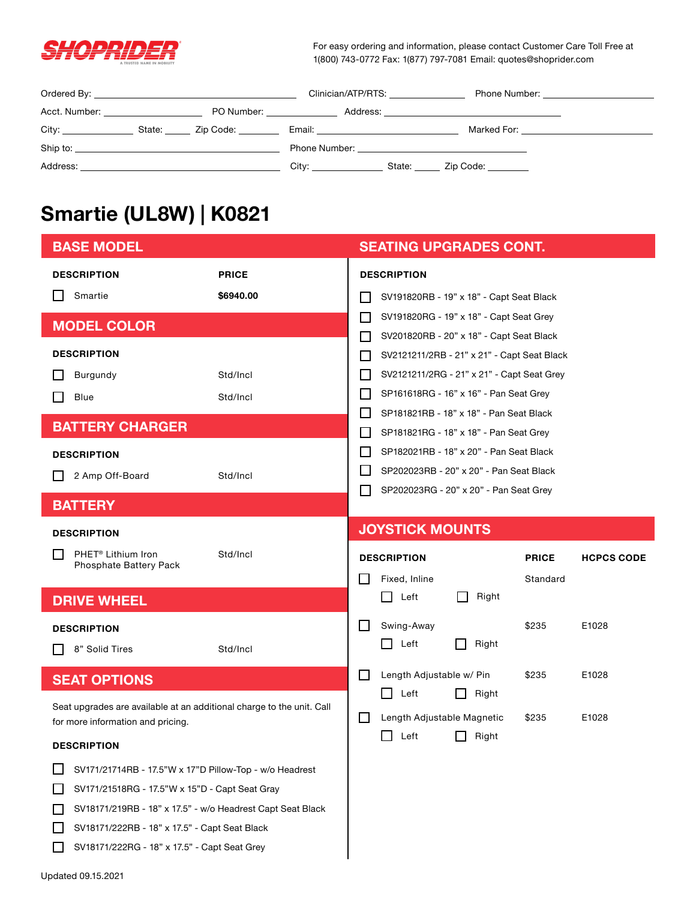SHOPRIDER

A TRUSTED NAME IN MOBILITY

For easy ordering and information, please contact Customer Care Toll Free at 1(800) 743-0772 Fax: 1(877) 797-7081 Email: quotes@shoprider.com

Ordered By: ______________________ Clinician/ATP/RTS: ____________ Phone Number: ______________

Acct. Number: ____________ PO Number: __________ Address: ______________________

City: __________ State: ____ Zip Code: ______ Email: ______________ Marked For: ______________

Ship to: ______________________ Phone Number: ______________________

Address: ______________________ City: __________ State: ____ Zip Code: ______

# Smartie (UL8W) | K0821

## BASE MODEL

| DESCRIPTION | PRICE |
|---|---|
| ☐ Smartie | **$6940.00** |

## MODEL COLOR

| DESCRIPTION | |
|---|---|
| ☐ Burgundy | Std/Incl |
| ☐ Blue | Std/Incl |

## BATTERY CHARGER

| DESCRIPTION | |
|---|---|
| ☐ 2 Amp Off-Board | Std/Incl |

## BATTERY

| DESCRIPTION | |
|---|---|
| ☐ PHET® Lithium Iron Phosphate Battery Pack | Std/Incl |

## DRIVE WHEEL

| DESCRIPTION | |
|---|---|
| ☐ 8" Solid Tires | Std/Incl |

## SEAT OPTIONS

Seat upgrades are available at an additional charge to the unit. Call for more information and pricing.

**DESCRIPTION**

- ☐ SV171/21714RB - 17.5"W x 17"D Pillow-Top - w/o Headrest
- ☐ SV171/21518RG - 17.5"W x 15"D - Capt Seat Gray
- ☐ SV18171/219RB - 18" x 17.5" - w/o Headrest Capt Seat Black
- ☐ SV18171/222RB - 18" x 17.5" - Capt Seat Black
- ☐ SV18171/222RG - 18" x 17.5" - Capt Seat Grey

## SEATING UPGRADES CONT.

**DESCRIPTION**

- ☐ SV191820RB - 19" x 18" - Capt Seat Black
- ☐ SV191820RG - 19" x 18" - Capt Seat Grey
- ☐ SV201820RB - 20" x 18" - Capt Seat Black
- ☐ SV2121211/2RB - 21" x 21" - Capt Seat Black
- ☐ SV2121211/2RG - 21" x 21" - Capt Seat Grey
- ☐ SP161618RG - 16" x 16" - Pan Seat Grey
- ☐ SP181821RB - 18" x 18" - Pan Seat Black
- ☐ SP181821RG - 18" x 18" - Pan Seat Grey
- ☐ SP182021RB - 18" x 20" - Pan Seat Black
- ☐ SP202023RB - 20" x 20" - Pan Seat Black
- ☐ SP202023RG - 20" x 20" - Pan Seat Grey

## JOYSTICK MOUNTS

| DESCRIPTION | PRICE | HCPCS CODE |
|---|---|---|
| ☐ Fixed, Inline (☐ Left ☐ Right) | Standard | |
| ☐ Swing-Away (☐ Left ☐ Right) | $235 | E1028 |
| ☐ Length Adjustable w/ Pin (☐ Left ☐ Right) | $235 | E1028 |
| ☐ Length Adjustable Magnetic (☐ Left ☐ Right) | $235 | E1028 |

Updated 09.15.2021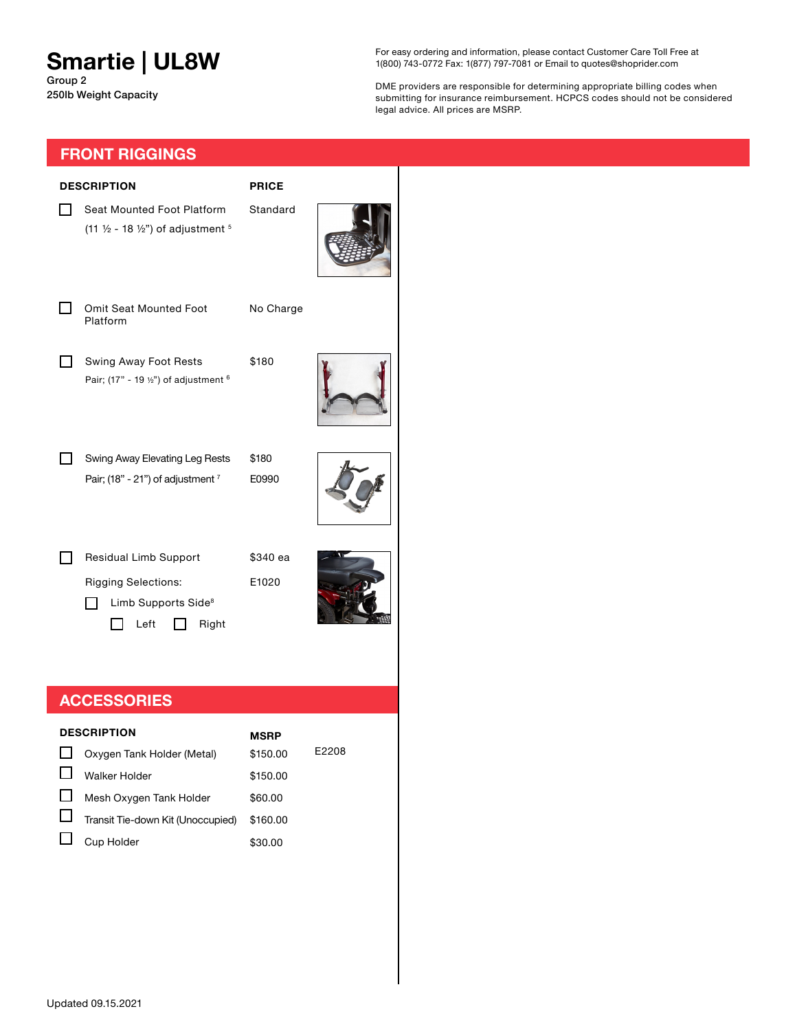# Smartie | UL8W

Group 2

250lb Weight Capacity

For easy ordering and information, please contact Customer Care Toll Free at 1(800) 743-0772 Fax: 1(877) 797-7081 or Email to quotes@shoprider.com

DME providers are responsible for determining appropriate billing codes when submitting for insurance reimbursement. HCPCS codes should not be considered legal advice. All prices are MSRP.

## FRONT RIGGINGS

| DESCRIPTION | PRICE |
|---|---|
| ☐ Seat Mounted Foot Platform (11 ½ - 18 ½") of adjustment [5] | Standard |
| ☐ Omit Seat Mounted Foot Platform | No Charge |
| ☐ Swing Away Foot Rests Pair; (17" - 19 ½") of adjustment [6] | $180 |
| ☐ Swing Away Elevating Leg Rests Pair; (18" - 21") of adjustment [7] | $180 E0990 |
| ☐ Residual Limb Support Rigging Selections: ☐ Limb Supports Side[8] ☐ Left ☐ Right | $340 ea E1020 |

## ACCESSORIES

| DESCRIPTION | MSRP | |
|---|---|---|
| ☐ Oxygen Tank Holder (Metal) | $150.00 | E2208 |
| ☐ Walker Holder | $150.00 | |
| ☐ Mesh Oxygen Tank Holder | $60.00 | |
| ☐ Transit Tie-down Kit (Unoccupied) | $160.00 | |
| ☐ Cup Holder | $30.00 | |

Updated 09.15.2021